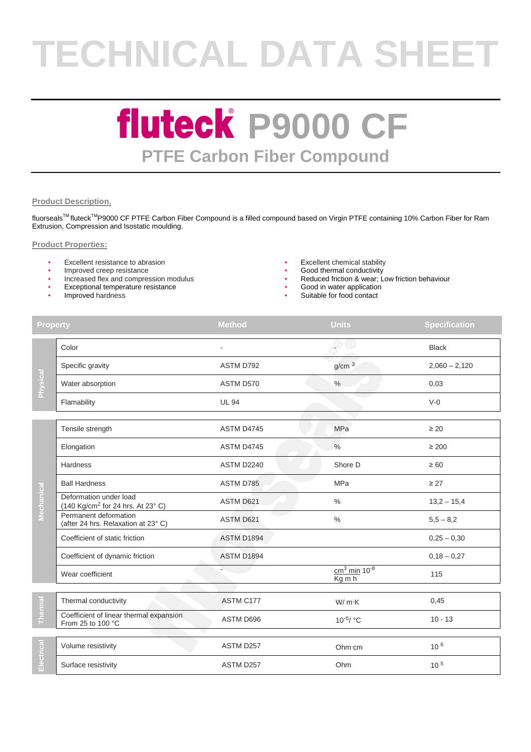# TECHNICAL DATA SHEET

# fluteck® P9000 CF

## PTFE Carbon Fiber Compound

**Product Description.**

fluorseals™ fluteck™P9000 CF PTFE Carbon Fiber Compound is a filled compound based on Virgin PTFE containing 10% Carbon Fiber for Ram Extrusion, Compression and Isostatic moulding.

**Product Properties:**

- Excellent resistance to abrasion
- Improved creep resistance
- Increased flex and compression modulus
- Exceptional temperature resistance
- Improved hardness
- Excellent chemical stability
- Good thermal conductivity
- Reduced friction & wear; Low friction behaviour
- Good in water application
- Suitable for food contact

| | Property | Method | Units | Specification |
|---|---|---|---|---|
| Physical | Color | - | - | Black |
| | Specific gravity | ASTM D792 | $g/cm^3$ | 2,060 – 2,120 |
| | Water absorption | ASTM D570 | % | 0,03 |
| | Flamability | UL 94 | | V-0 |
| Mechanical | Tensile strength | ASTM D4745 | MPa | ≥ 20 |
| | Elongation | ASTM D4745 | % | ≥ 200 |
| | Hardness | ASTM D2240 | Shore D | ≥ 60 |
| | Ball Hardness | ASTM D785 | MPa | ≥ 27 |
| | Deformation under load (140 $Kg/cm^2$ for 24 hrs. At 23° C) | ASTM D621 | % | 13,2 – 15,4 |
| | Permanent deformation (after 24 hrs. Relaxation at 23° C) | ASTM D621 | % | 5,5 – 8,2 |
| | Coefficient of static friction | ASTM D1894 | | 0,25 – 0,30 |
| | Coefficient of dynamic friction | ASTM D1894 | | 0,18 – 0,27 |
| | Wear coefficient | - | $\frac{cm^3\ min}{Kg\ m\ h}\ 10^{-8}$ | 115 |
| Thermal | Thermal conductivity | ASTM C177 | W/ m·K | 0,45 |
| | Coefficient of linear thermal expansion From 25 to 100 °C | ASTM D696 | $10^{-5}$/ °C | 10 - 13 |
| Electrical | Volume resistivity | ASTM D257 | Ohm·cm | $10^6$ |
| | Surface resistivity | ASTM D257 | Ohm | $10^5$ |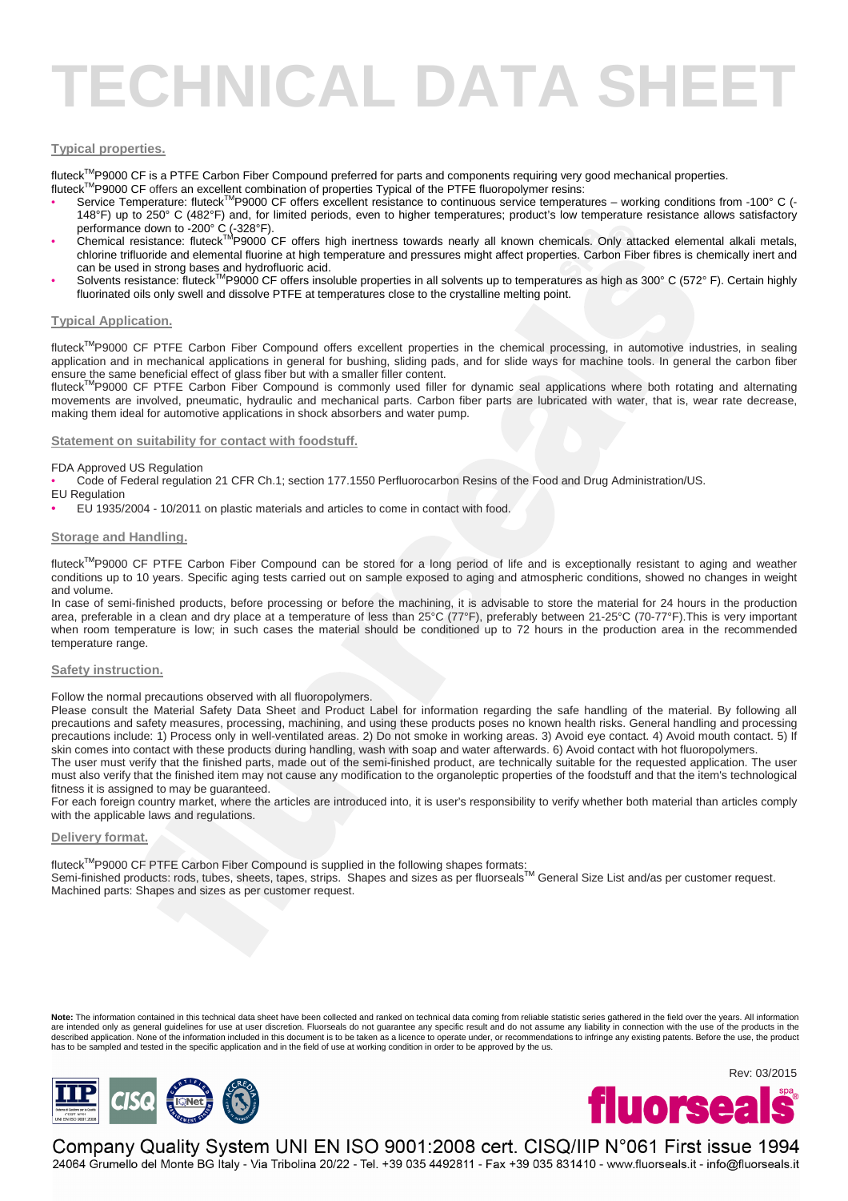# TECHNICAL DATA SHEET

## Typical properties.

fluteck[TM]P9000 CF is a PTFE Carbon Fiber Compound preferred for parts and components requiring very good mechanical properties.
fluteck[TM]P9000 CF offers an excellent combination of properties Typical of the PTFE fluoropolymer resins:

- Service Temperature: fluteck[TM]P9000 CF offers excellent resistance to continuous service temperatures – working conditions from -100° C (-148°F) up to 250° C (482°F) and, for limited periods, even to higher temperatures; product's low temperature resistance allows satisfactory performance down to -200° C (-328°F).
- Chemical resistance: fluteck[TM]P9000 CF offers high inertness towards nearly all known chemicals. Only attacked elemental alkali metals, chlorine trifluoride and elemental fluorine at high temperature and pressures might affect properties. Carbon Fiber fibres is chemically inert and can be used in strong bases and hydrofluoric acid.
- Solvents resistance: fluteck[TM]P9000 CF offers insoluble properties in all solvents up to temperatures as high as 300° C (572° F). Certain highly fluorinated oils only swell and dissolve PTFE at temperatures close to the crystalline melting point.

## Typical Application.

fluteck[TM]P9000 CF PTFE Carbon Fiber Compound offers excellent properties in the chemical processing, in automotive industries, in sealing application and in mechanical applications in general for bushing, sliding pads, and for slide ways for machine tools. In general the carbon fiber ensure the same beneficial effect of glass fiber but with a smaller filler content.
fluteck[TM]P9000 CF PTFE Carbon Fiber Compound is commonly used filler for dynamic seal applications where both rotating and alternating movements are involved, pneumatic, hydraulic and mechanical parts. Carbon fiber parts are lubricated with water, that is, wear rate decrease, making them ideal for automotive applications in shock absorbers and water pump.

## Statement on suitability for contact with foodstuff.

FDA Approved US Regulation

- Code of Federal regulation 21 CFR Ch.1; section 177.1550 Perfluorocarbon Resins of the Food and Drug Administration/US.

EU Regulation

- EU 1935/2004 - 10/2011 on plastic materials and articles to come in contact with food.

## Storage and Handling.

fluteck[TM]P9000 CF PTFE Carbon Fiber Compound can be stored for a long period of life and is exceptionally resistant to aging and weather conditions up to 10 years. Specific aging tests carried out on sample exposed to aging and atmospheric conditions, showed no changes in weight and volume.
In case of semi-finished products, before processing or before the machining, it is advisable to store the material for 24 hours in the production area, preferable in a clean and dry place at a temperature of less than 25°C (77°F), preferably between 21-25°C (70-77°F).This is very important when room temperature is low; in such cases the material should be conditioned up to 72 hours in the production area in the recommended temperature range.

## Safety instruction.

Follow the normal precautions observed with all fluoropolymers.
Please consult the Material Safety Data Sheet and Product Label for information regarding the safe handling of the material. By following all precautions and safety measures, processing, machining, and using these products poses no known health risks. General handling and processing precautions include: 1) Process only in well-ventilated areas. 2) Do not smoke in working areas. 3) Avoid eye contact. 4) Avoid mouth contact. 5) If skin comes into contact with these products during handling, wash with soap and water afterwards. 6) Avoid contact with hot fluoropolymers.
The user must verify that the finished parts, made out of the semi-finished product, are technically suitable for the requested application. The user must also verify that the finished item may not cause any modification to the organoleptic properties of the foodstuff and that the item's technological fitness it is assigned to may be guaranteed.
For each foreign country market, where the articles are introduced into, it is user's responsibility to verify whether both material than articles comply with the applicable laws and regulations.

## Delivery format.

fluteck[TM]P9000 CF PTFE Carbon Fiber Compound is supplied in the following shapes formats:
Semi-finished products: rods, tubes, sheets, tapes, strips. Shapes and sizes as per fluorseals[TM] General Size List and/as per customer request.
Machined parts: Shapes and sizes as per customer request.

**Note:** The information contained in this technical data sheet have been collected and ranked on technical data coming from reliable statistic series gathered in the field over the years. All information are intended only as general guidelines for use at user discretion. Fluorseals do not guarantee any specific result and do not assume any liability in connection with the use of the products in the described application. None of the information included in this document is to be taken as a licence to operate under, or recommendations to infringe any existing patents. Before the use, the product has to be sampled and tested in the specific application and in the field of use at working condition in order to be approved by the us.

Rev: 03/2015

fluorseals spa

Company Quality System UNI EN ISO 9001:2008 cert. CISQ/IIP N°061 First issue 1994
24064 Grumello del Monte BG Italy - Via Tribolina 20/22 - Tel. +39 035 4492811 - Fax +39 035 831410 - www.fluorseals.it - info@fluorseals.it